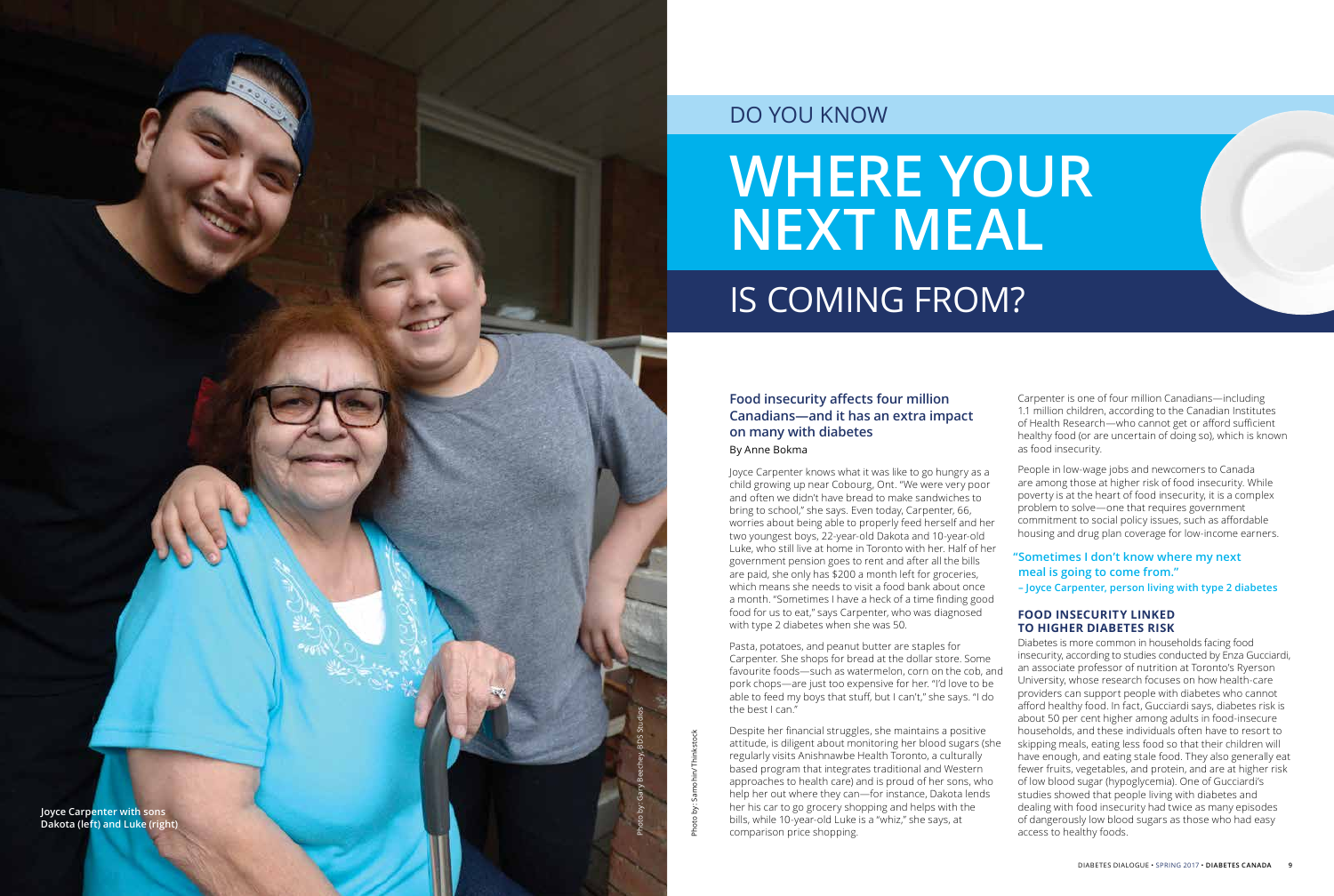DO YOU KNOW

# WHERE YOUR NEXT MEAL IS COMING FROM?

Joyce Carpenter with sons Dakota (left) and Luke (right)

Photo by: Gary Beechey, BDS Studios

Photo by: Samohin/Thinkstock

## Food insecurity affects four million Canadians—and it has an extra impact on many with diabetes

By Anne Bokma

Joyce Carpenter knows what it was like to go hungry as a child growing up near Cobourg, Ont. "We were very poor and often we didn't have bread to make sandwiches to bring to school," she says. Even today, Carpenter, 66, worries about being able to properly feed herself and her two youngest boys, 22-year-old Dakota and 10-year-old Luke, who still live at home in Toronto with her. Half of her government pension goes to rent and after all the bills are paid, she only has $200 a month left for groceries, which means she needs to visit a food bank about once a month. "Sometimes I have a heck of a time finding good food for us to eat," says Carpenter, who was diagnosed with type 2 diabetes when she was 50.

Pasta, potatoes, and peanut butter are staples for Carpenter. She shops for bread at the dollar store. Some favourite foods—such as watermelon, corn on the cob, and pork chops—are just too expensive for her. "I'd love to be able to feed my boys that stuff, but I can't," she says. "I do the best I can."

Despite her financial struggles, she maintains a positive attitude, is diligent about monitoring her blood sugars (she regularly visits Anishnawbe Health Toronto, a culturally based program that integrates traditional and Western approaches to health care) and is proud of her sons, who help her out where they can—for instance, Dakota lends her his car to go grocery shopping and helps with the bills, while 10-year-old Luke is a "whiz," she says, at comparison price shopping.

Carpenter is one of four million Canadians—including 1.1 million children, according to the Canadian Institutes of Health Research—who cannot get or afford sufficient healthy food (or are uncertain of doing so), which is known as food insecurity.

People in low-wage jobs and newcomers to Canada are among those at higher risk of food insecurity. While poverty is at the heart of food insecurity, it is a complex problem to solve—one that requires government commitment to social policy issues, such as affordable housing and drug plan coverage for low-income earners.

**"Sometimes I don't know where my next meal is going to come from."**
**– Joyce Carpenter, person living with type 2 diabetes**

### FOOD INSECURITY LINKED TO HIGHER DIABETES RISK

Diabetes is more common in households facing food insecurity, according to studies conducted by Enza Gucciardi, an associate professor of nutrition at Toronto's Ryerson University, whose research focuses on how health-care providers can support people with diabetes who cannot afford healthy food. In fact, Gucciardi says, diabetes risk is about 50 per cent higher among adults in food-insecure households, and these individuals often have to resort to skipping meals, eating less food so that their children will have enough, and eating stale food. They also generally eat fewer fruits, vegetables, and protein, and are at higher risk of low blood sugar (hypoglycemia). One of Gucciardi's studies showed that people living with diabetes and dealing with food insecurity had twice as many episodes of dangerously low blood sugars as those who had easy access to healthy foods.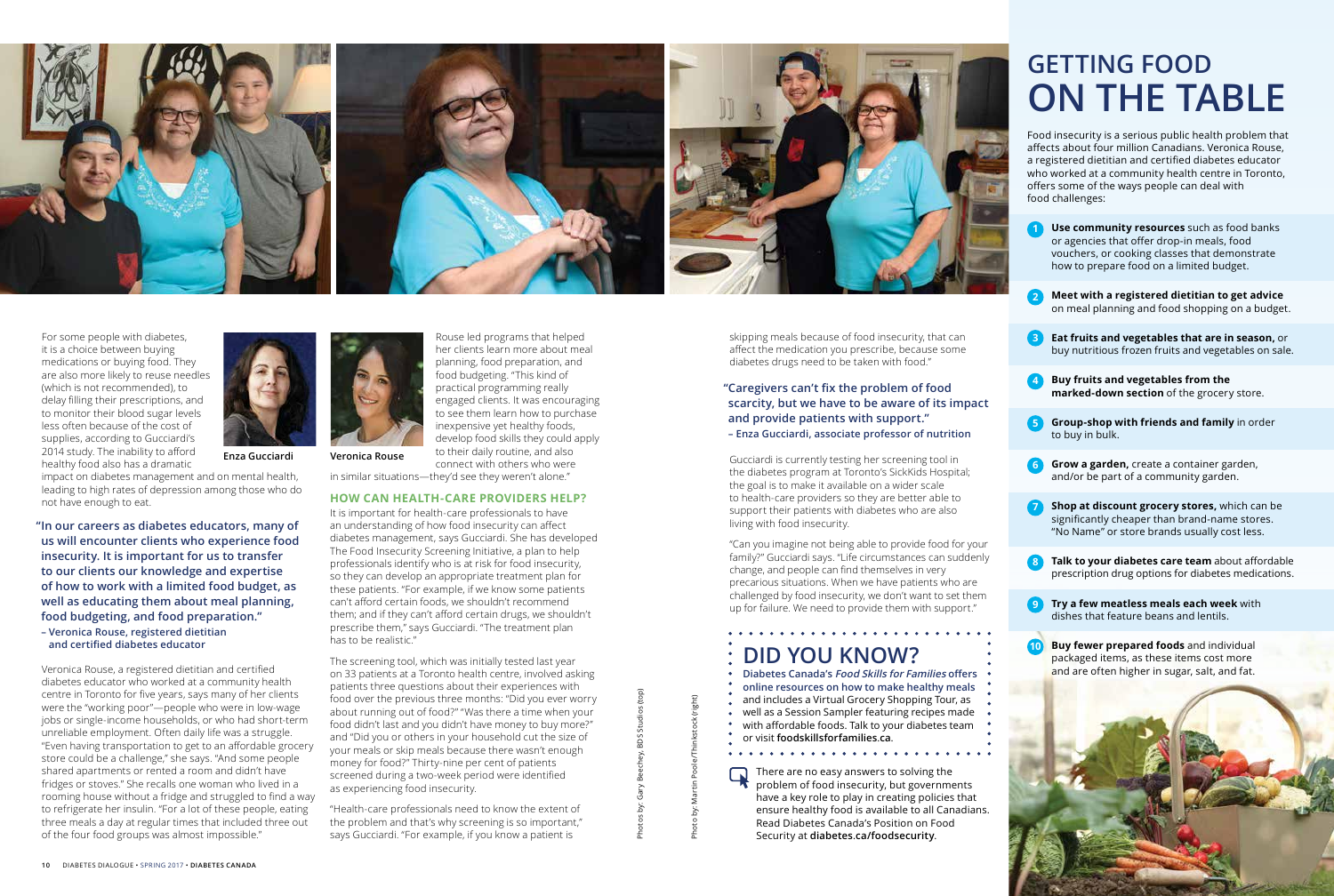For some people with diabetes, it is a choice between buying medications or buying food. They are also more likely to reuse needles (which is not recommended), to delay filling their prescriptions, and to monitor their blood sugar levels less often because of the cost of supplies, according to Gucciardi's 2014 study. The inability to afford healthy food also has a dramatic impact on diabetes management and on mental health, leading to high rates of depression among those who do not have enough to eat.

Enza Gucciardi

Veronica Rouse

**"In our careers as diabetes educators, many of us will encounter clients who experience food insecurity. It is important for us to transfer to our clients our knowledge and expertise of how to work with a limited food budget, as well as educating them about meal planning, food budgeting, and food preparation."**
**– Veronica Rouse, registered dietitian and certified diabetes educator**

Veronica Rouse, a registered dietitian and certified diabetes educator who worked at a community health centre in Toronto for five years, says many of her clients were the "working poor"—people who were in low-wage jobs or single-income households, or who had short-term unreliable employment. Often daily life was a struggle. "Even having transportation to get to an affordable grocery store could be a challenge," she says. "And some people shared apartments or rented a room and didn't have fridges or stoves." She recalls one woman who lived in a rooming house without a fridge and struggled to find a way to refrigerate her insulin. "For a lot of these people, eating three meals a day at regular times that included three out of the four food groups was almost impossible."

Rouse led programs that helped her clients learn more about meal planning, food preparation, and food budgeting. "This kind of practical programming really engaged clients. It was encouraging to see them learn how to purchase inexpensive yet healthy foods, develop food skills they could apply to their daily routine, and also connect with others who were in similar situations—they'd see they weren't alone."

## HOW CAN HEALTH-CARE PROVIDERS HELP?

It is important for health-care professionals to have an understanding of how food insecurity can affect diabetes management, says Gucciardi. She has developed The Food Insecurity Screening Initiative, a plan to help professionals identify who is at risk for food insecurity, so they can develop an appropriate treatment plan for these patients. "For example, if we know some patients can't afford certain foods, we shouldn't recommend them; and if they can't afford certain drugs, we shouldn't prescribe them," says Gucciardi. "The treatment plan has to be realistic."

The screening tool, which was initially tested last year on 33 patients at a Toronto health centre, involved asking patients three questions about their experiences with food over the previous three months: "Did you ever worry about running out of food?" "Was there a time when your food didn't last and you didn't have money to buy more?" and "Did you or others in your household cut the size of your meals or skip meals because there wasn't enough money for food?" Thirty-nine per cent of patients screened during a two-week period were identified as experiencing food insecurity.

"Health-care professionals need to know the extent of the problem and that's why screening is so important," says Gucciardi. "For example, if you know a patient is skipping meals because of food insecurity, that can affect the medication you prescribe, because some diabetes drugs need to be taken with food."

**"Caregivers can't fix the problem of food scarcity, but we have to be aware of its impact and provide patients with support."**
**– Enza Gucciardi, associate professor of nutrition**

Gucciardi is currently testing her screening tool in the diabetes program at Toronto's SickKids Hospital; the goal is to make it available on a wider scale to health-care providers so they are better able to support their patients with diabetes who are also living with food insecurity.

"Can you imagine not being able to provide food for your family?" Gucciardi says. "Life circumstances can suddenly change, and people can find themselves in very precarious situations. When we have patients who are challenged by food insecurity, we don't want to set them up for failure. We need to provide them with support."

## DID YOU KNOW?

**Diabetes Canada's *Food Skills for Families* offers online resources on how to make healthy meals** and includes a Virtual Grocery Shopping Tour, as well as a Session Sampler featuring recipes made with affordable foods. Talk to your diabetes team or visit **foodskillsforfamilies.ca**.

There are no easy answers to solving the problem of food insecurity, but governments have a key role to play in creating policies that ensure healthy food is available to all Canadians. Read Diabetes Canada's Position on Food Security at **diabetes.ca/foodsecurity**.

Photos by: Gary Beechey, BDS Studios (top)

Photo by: Martin Poole/Thinkstock (right)

# GETTING FOOD ON THE TABLE

Food insecurity is a serious public health problem that affects about four million Canadians. Veronica Rouse, a registered dietitian and certified diabetes educator who worked at a community health centre in Toronto, offers some of the ways people can deal with food challenges:

1. **Use community resources** such as food banks or agencies that offer drop-in meals, food vouchers, or cooking classes that demonstrate how to prepare food on a limited budget.
2. **Meet with a registered dietitian to get advice** on meal planning and food shopping on a budget.
3. **Eat fruits and vegetables that are in season,** or buy nutritious frozen fruits and vegetables on sale.
4. **Buy fruits and vegetables from the marked-down section** of the grocery store.
5. **Group-shop with friends and family** in order to buy in bulk.
6. **Grow a garden,** create a container garden, and/or be part of a community garden.
7. **Shop at discount grocery stores,** which can be significantly cheaper than brand-name stores. "No Name" or store brands usually cost less.
8. **Talk to your diabetes care team** about affordable prescription drug options for diabetes medications.
9. **Try a few meatless meals each week** with dishes that feature beans and lentils.
10. **Buy fewer prepared foods** and individual packaged items, as these items cost more and are often higher in sugar, salt, and fat.